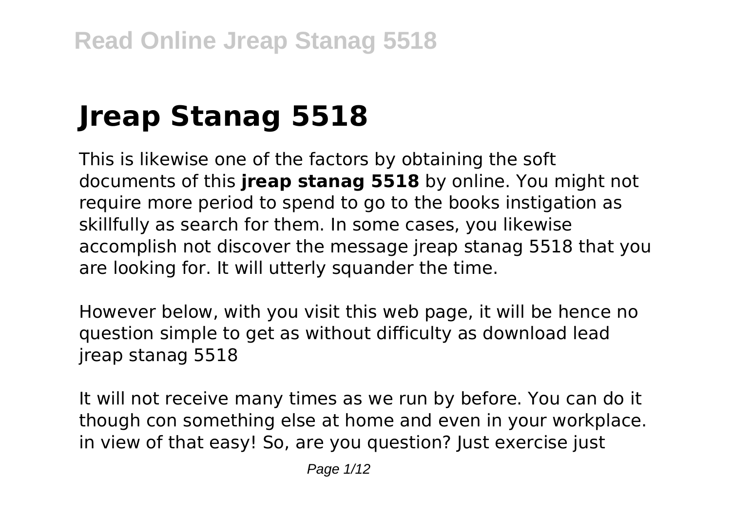# Jreap Stanag 5518

This is likewise one of the factors by obtaining the soft documents of this **jreap stanag 5518** by online. You might not require more period to spend to go to the books instigation as skillfully as search for them. In some cases, you likewise accomplish not discover the message jreap stanag 5518 that you are looking for. It will utterly squander the time.

However below, with you visit this web page, it will be hence no question simple to get as without difficulty as download lead jreap stanag 5518

It will not receive many times as we run by before. You can do it though con something else at home and even in your workplace. in view of that easy! So, are you question? Just exercise just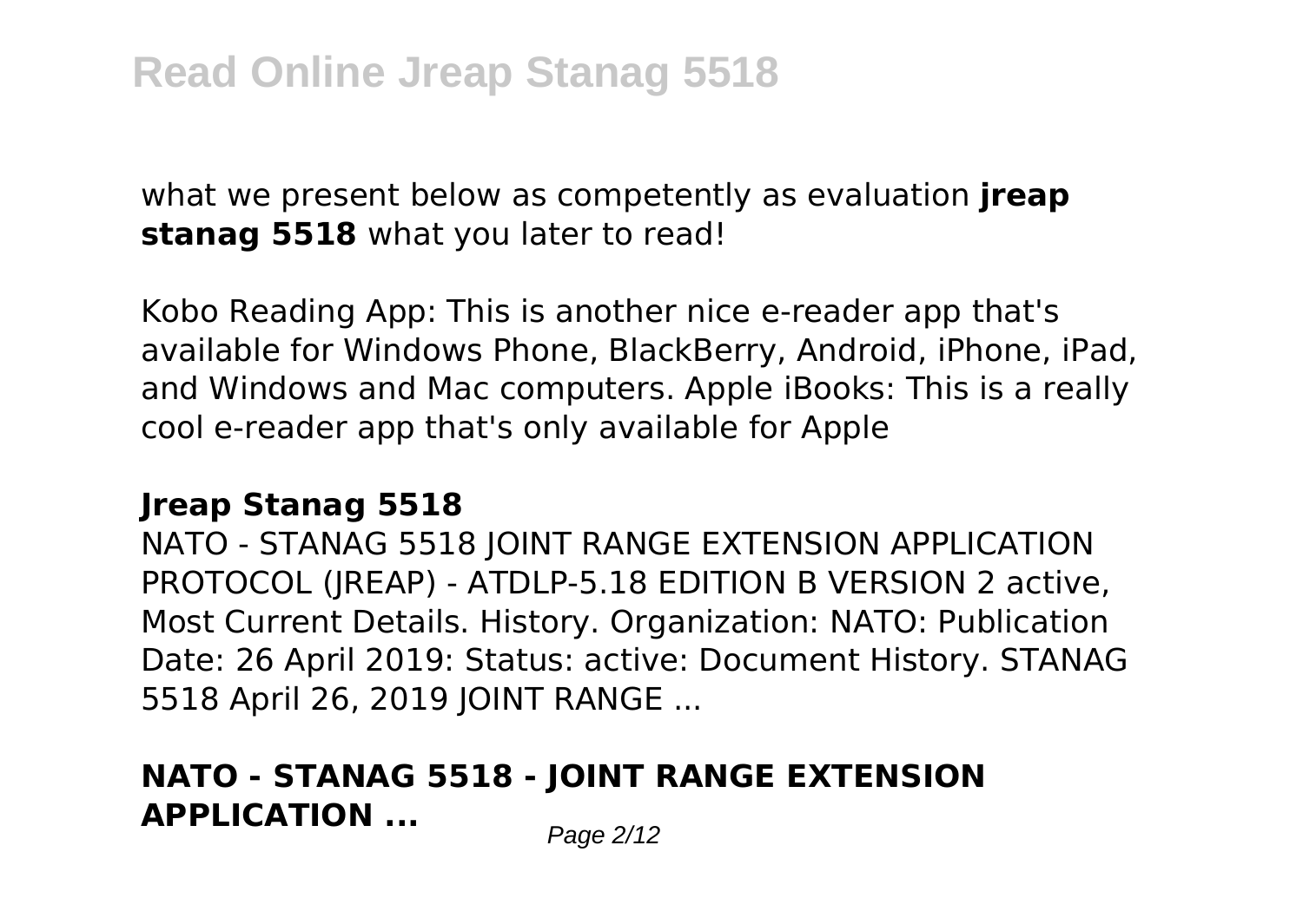what we present below as competently as evaluation **jreap stanag 5518** what you later to read!

Kobo Reading App: This is another nice e-reader app that's available for Windows Phone, BlackBerry, Android, iPhone, iPad, and Windows and Mac computers. Apple iBooks: This is a really cool e-reader app that's only available for Apple

## Jreap Stanag 5518

NATO - STANAG 5518 JOINT RANGE EXTENSION APPLICATION PROTOCOL (JREAP) - ATDLP-5.18 EDITION B VERSION 2 active, Most Current Details. History. Organization: NATO: Publication Date: 26 April 2019: Status: active: Document History. STANAG 5518 April 26, 2019 JOINT RANGE ...

## NATO - STANAG 5518 - JOINT RANGE EXTENSION APPLICATION ...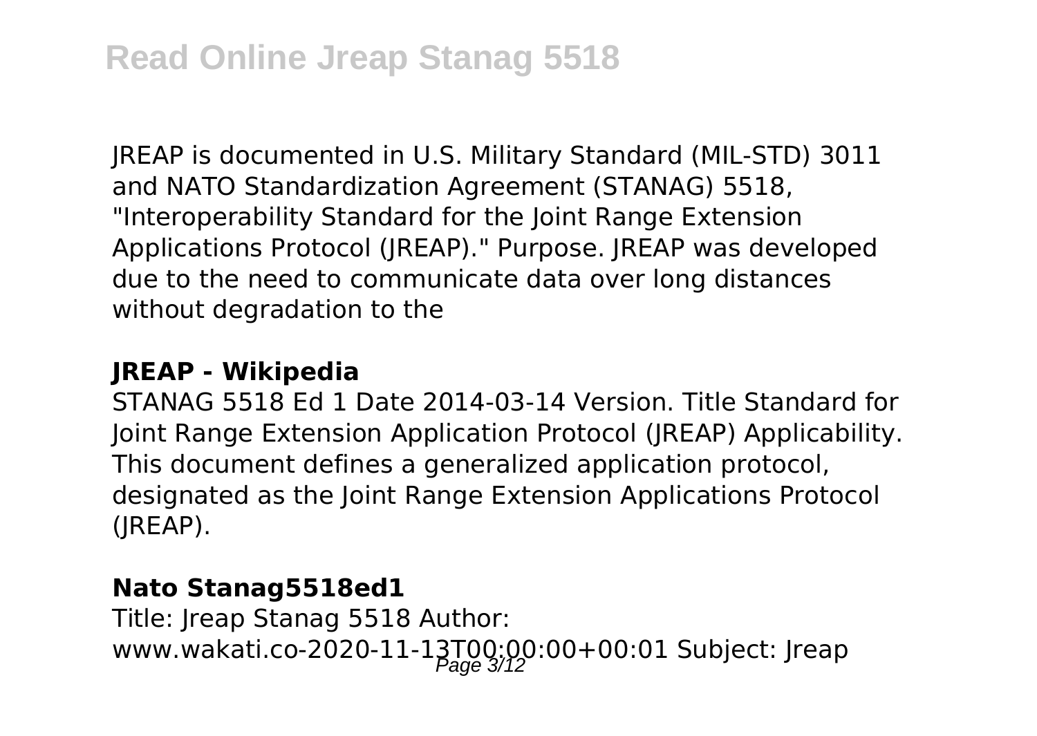JREAP is documented in U.S. Military Standard (MIL-STD) 3011 and NATO Standardization Agreement (STANAG) 5518, "Interoperability Standard for the Joint Range Extension Applications Protocol (JREAP)." Purpose. JREAP was developed due to the need to communicate data over long distances without degradation to the

**JREAP - Wikipedia**

STANAG 5518 Ed 1 Date 2014-03-14 Version. Title Standard for Joint Range Extension Application Protocol (JREAP) Applicability. This document defines a generalized application protocol, designated as the Joint Range Extension Applications Protocol (JREAP).

**Nato Stanag5518ed1**

Title: Jreap Stanag 5518 Author: www.wakati.co-2020-11-13T00:00:00+00:01 Subject: Jreap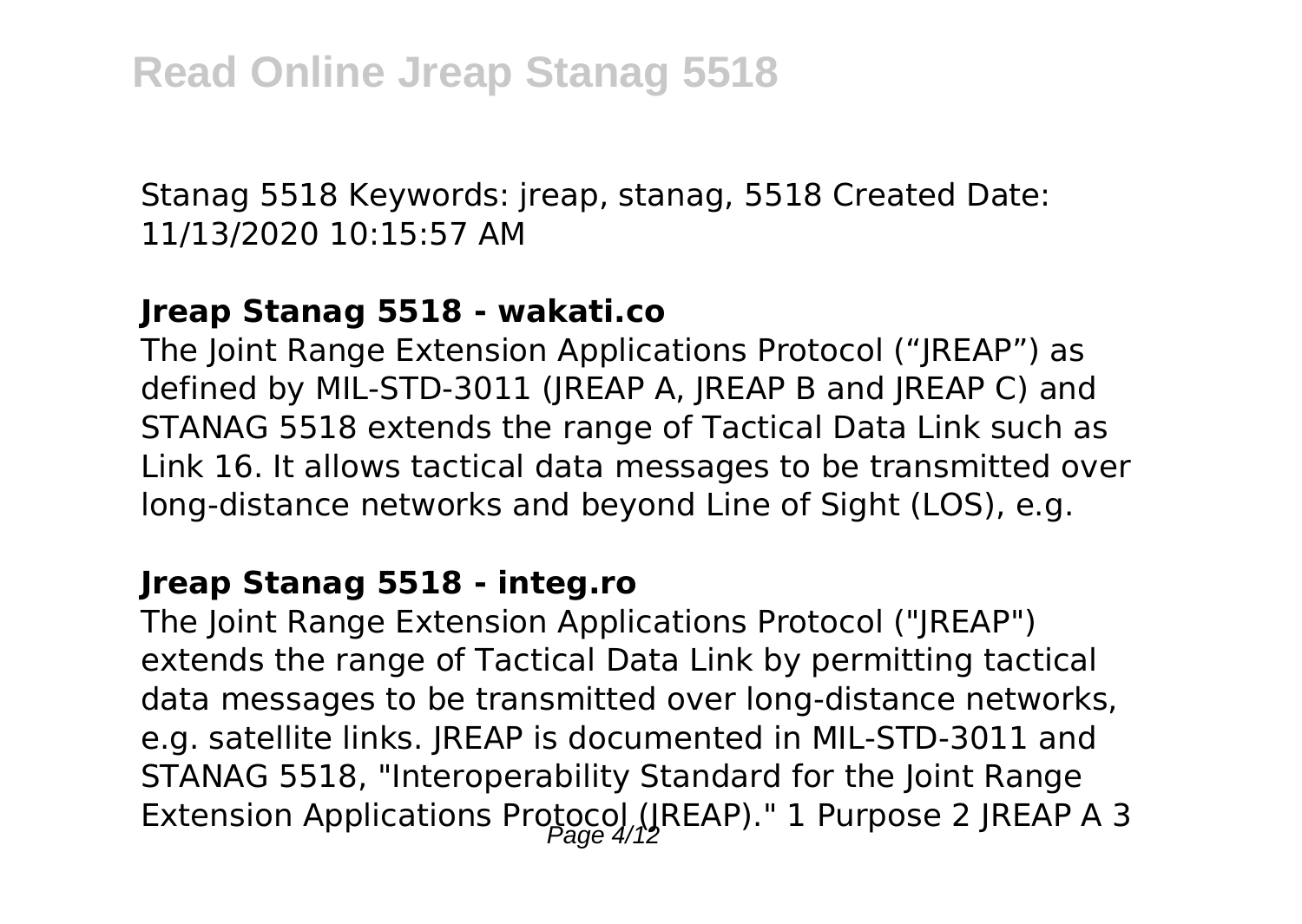Stanag 5518 Keywords: jreap, stanag, 5518 Created Date: 11/13/2020 10:15:57 AM

### **Jreap Stanag 5518 - wakati.co**

The Joint Range Extension Applications Protocol ("JREAP") as defined by MIL-STD-3011 (JREAP A, JREAP B and JREAP C) and STANAG 5518 extends the range of Tactical Data Link such as Link 16. It allows tactical data messages to be transmitted over long-distance networks and beyond Line of Sight (LOS), e.g.

### **Jreap Stanag 5518 - integ.ro**

The Joint Range Extension Applications Protocol ("JREAP") extends the range of Tactical Data Link by permitting tactical data messages to be transmitted over long-distance networks, e.g. satellite links. JREAP is documented in MIL-STD-3011 and STANAG 5518, "Interoperability Standard for the Joint Range Extension Applications Protocol (JREAP)." 1 Purpose 2 JREAP A 3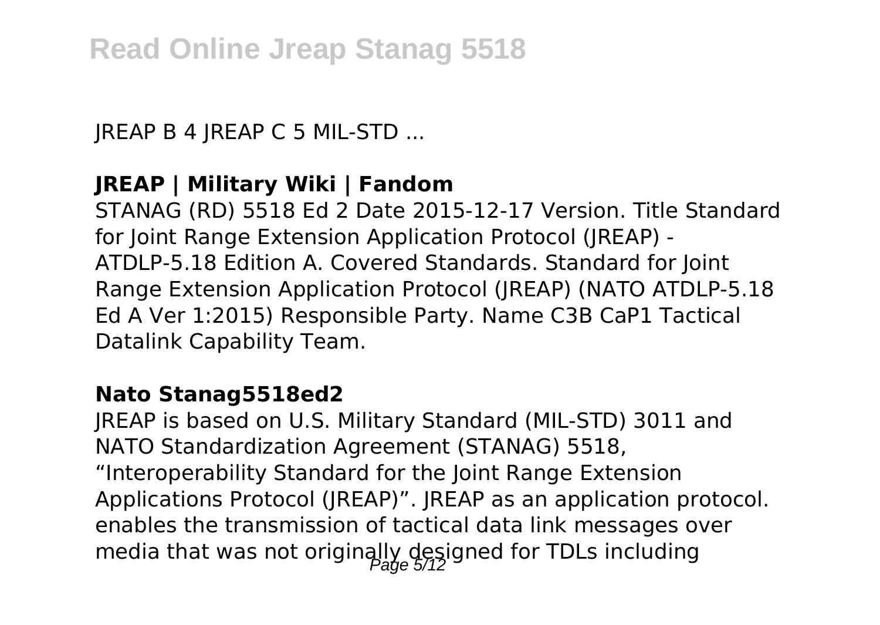JREAP B 4 JREAP C 5 MIL-STD ...

**JREAP | Military Wiki | Fandom**

STANAG (RD) 5518 Ed 2 Date 2015-12-17 Version. Title Standard for Joint Range Extension Application Protocol (JREAP) - ATDLP-5.18 Edition A. Covered Standards. Standard for Joint Range Extension Application Protocol (JREAP) (NATO ATDLP-5.18 Ed A Ver 1:2015) Responsible Party. Name C3B CaP1 Tactical Datalink Capability Team.

**Nato Stanag5518ed2**

JREAP is based on U.S. Military Standard (MIL-STD) 3011 and NATO Standardization Agreement (STANAG) 5518, "Interoperability Standard for the Joint Range Extension Applications Protocol (JREAP)". JREAP as an application protocol. enables the transmission of tactical data link messages over media that was not originally designed for TDLs including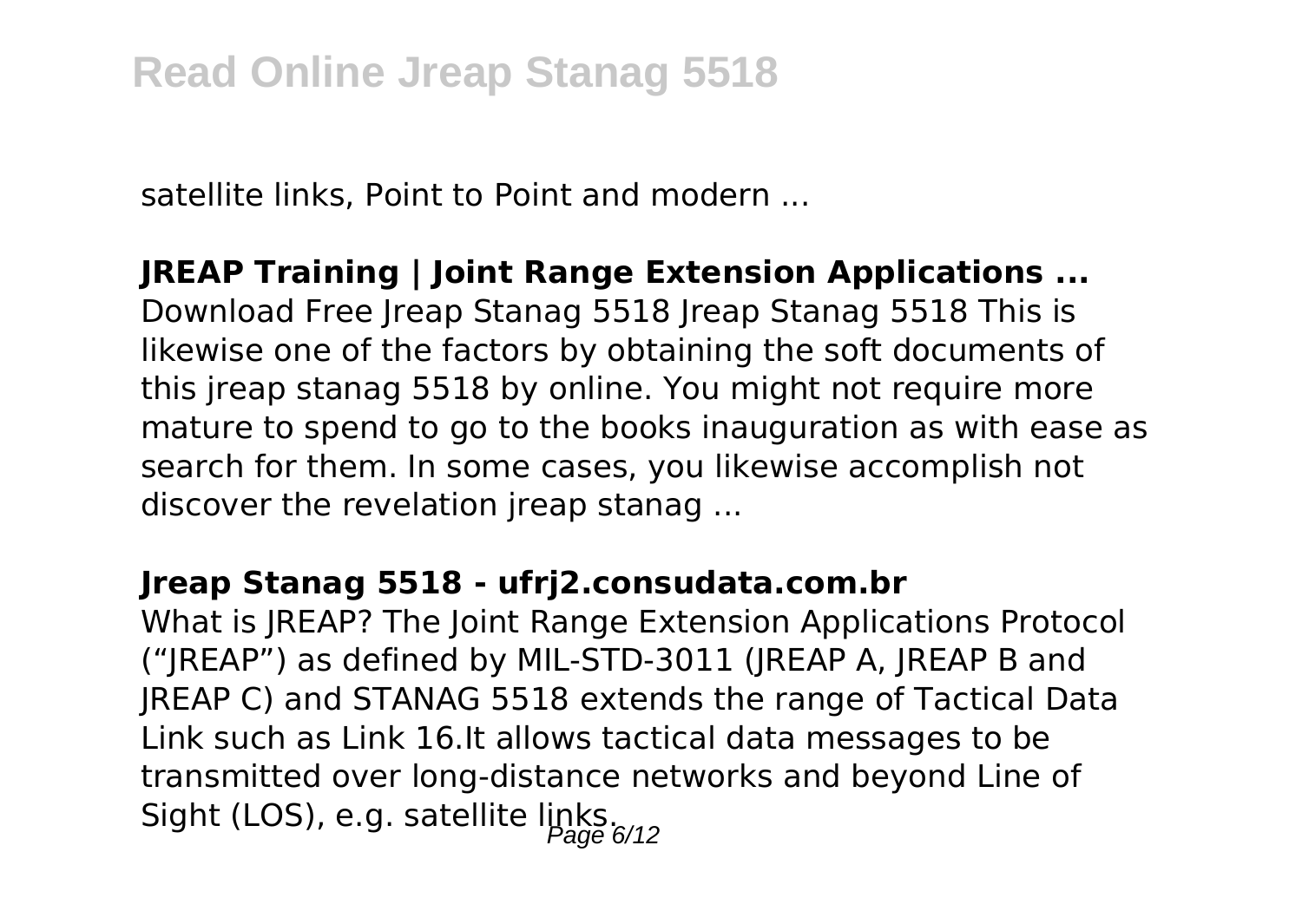satellite links, Point to Point and modern ...

**JREAP Training | Joint Range Extension Applications ...**

Download Free Jreap Stanag 5518 Jreap Stanag 5518 This is likewise one of the factors by obtaining the soft documents of this jreap stanag 5518 by online. You might not require more mature to spend to go to the books inauguration as with ease as search for them. In some cases, you likewise accomplish not discover the revelation jreap stanag ...

**Jreap Stanag 5518 - ufrj2.consudata.com.br**

What is JREAP? The Joint Range Extension Applications Protocol ("JREAP") as defined by MIL-STD-3011 (JREAP A, JREAP B and JREAP C) and STANAG 5518 extends the range of Tactical Data Link such as Link 16.It allows tactical data messages to be transmitted over long-distance networks and beyond Line of Sight (LOS), e.g. satellite links.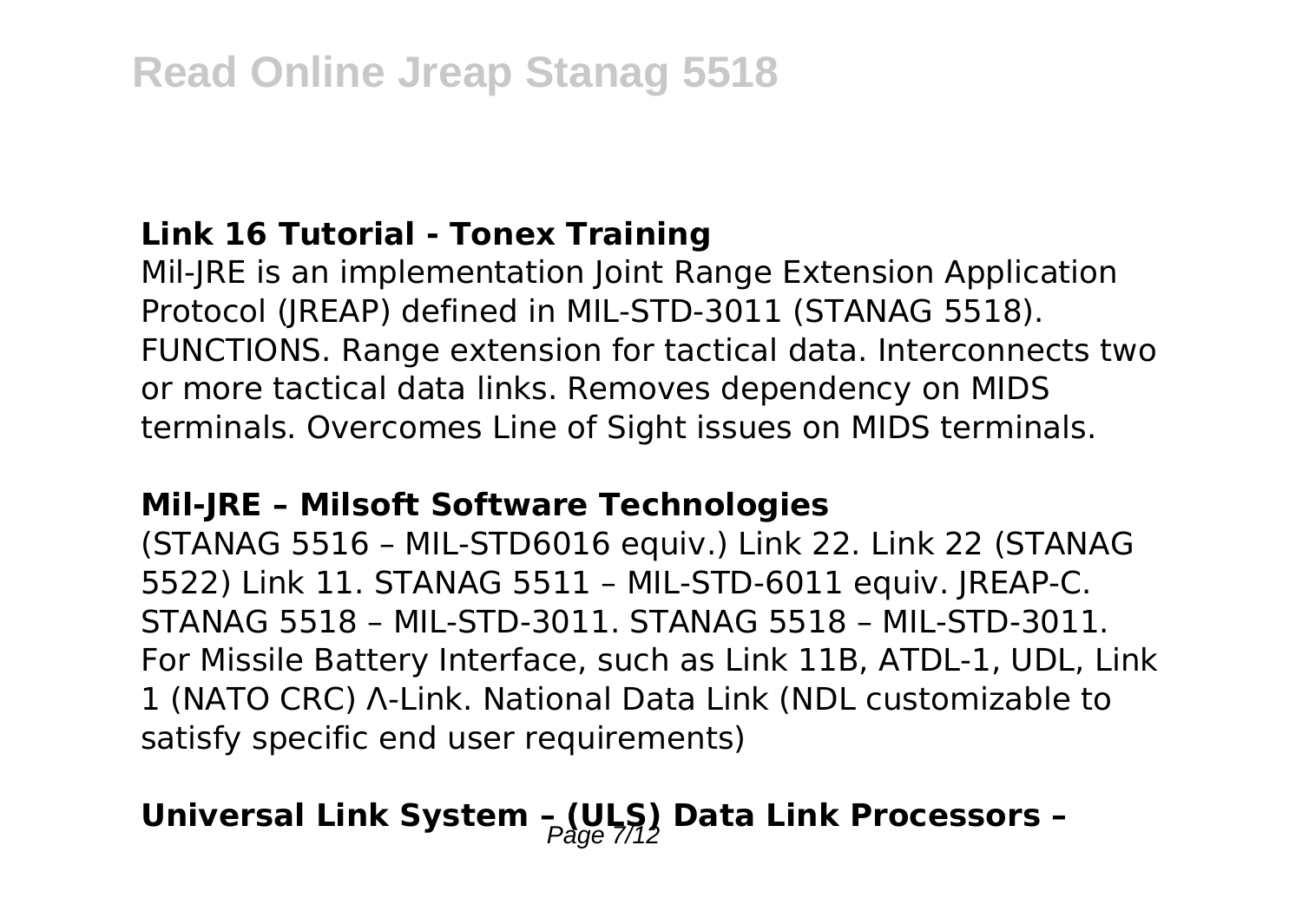### Link 16 Tutorial - Tonex Training

Mil-JRE is an implementation Joint Range Extension Application Protocol (JREAP) defined in MIL-STD-3011 (STANAG 5518). FUNCTIONS. Range extension for tactical data. Interconnects two or more tactical data links. Removes dependency on MIDS terminals. Overcomes Line of Sight issues on MIDS terminals.

### Mil-JRE – Milsoft Software Technologies

(STANAG 5516 – MIL-STD6016 equiv.) Link 22. Link 22 (STANAG 5522) Link 11. STANAG 5511 – MIL-STD-6011 equiv. JREAP-C. STANAG 5518 – MIL-STD-3011. STANAG 5518 – MIL-STD-3011. For Missile Battery Interface, such as Link 11B, ATDL-1, UDL, Link 1 (NATO CRC) Λ-Link. National Data Link (NDL customizable to satisfy specific end user requirements)

### Universal Link System – (ULS) Data Link Processors –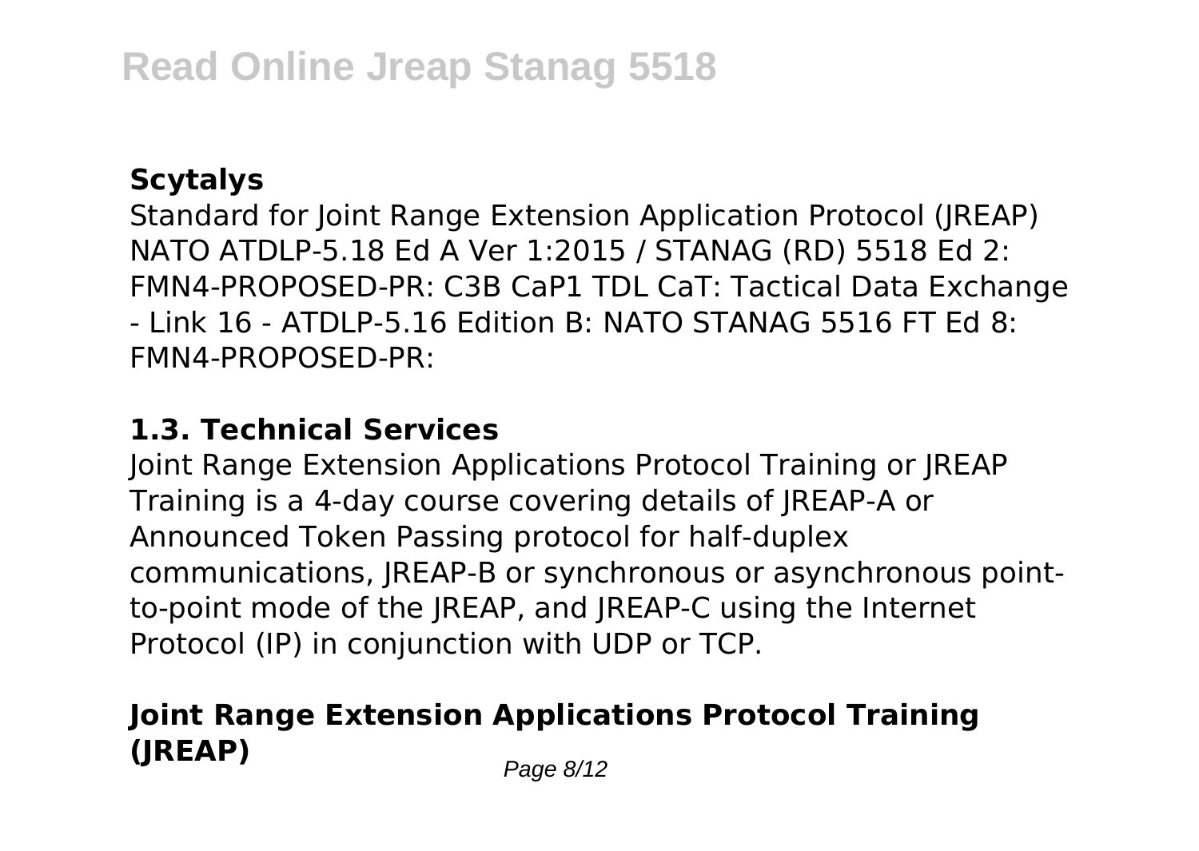### Scytalys

Standard for Joint Range Extension Application Protocol (JREAP) NATO ATDLP-5.18 Ed A Ver 1:2015 / STANAG (RD) 5518 Ed 2: FMN4-PROPOSED-PR: C3B CaP1 TDL CaT: Tactical Data Exchange - Link 16 - ATDLP-5.16 Edition B: NATO STANAG 5516 FT Ed 8: FMN4-PROPOSED-PR:

### 1.3. Technical Services

Joint Range Extension Applications Protocol Training or JREAP Training is a 4-day course covering details of JREAP-A or Announced Token Passing protocol for half-duplex communications, JREAP-B or synchronous or asynchronous point-to-point mode of the JREAP, and JREAP-C using the Internet Protocol (IP) in conjunction with UDP or TCP.

### Joint Range Extension Applications Protocol Training (JREAP)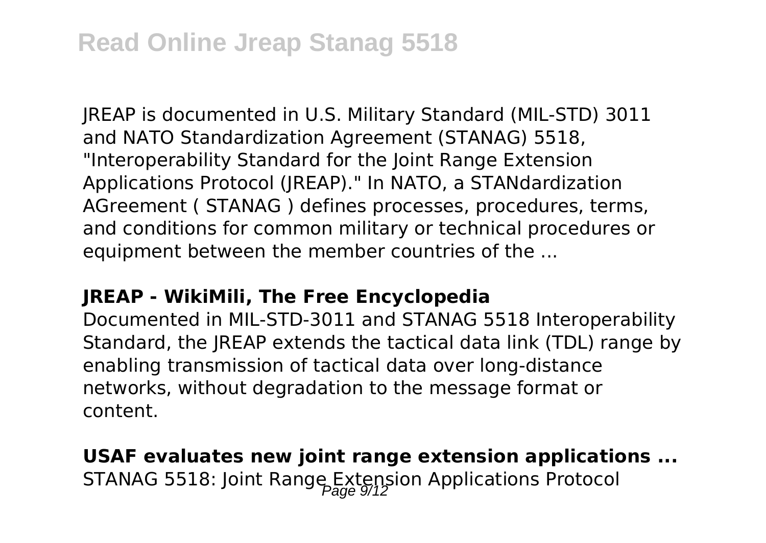JREAP is documented in U.S. Military Standard (MIL-STD) 3011 and NATO Standardization Agreement (STANAG) 5518, "Interoperability Standard for the Joint Range Extension Applications Protocol (JREAP)." In NATO, a STANdardization AGreement ( STANAG ) defines processes, procedures, terms, and conditions for common military or technical procedures or equipment between the member countries of the ...

**JREAP - WikiMili, The Free Encyclopedia**

Documented in MIL-STD-3011 and STANAG 5518 Interoperability Standard, the JREAP extends the tactical data link (TDL) range by enabling transmission of tactical data over long-distance networks, without degradation to the message format or content.

**USAF evaluates new joint range extension applications ...**

STANAG 5518: Joint Range Extension Applications Protocol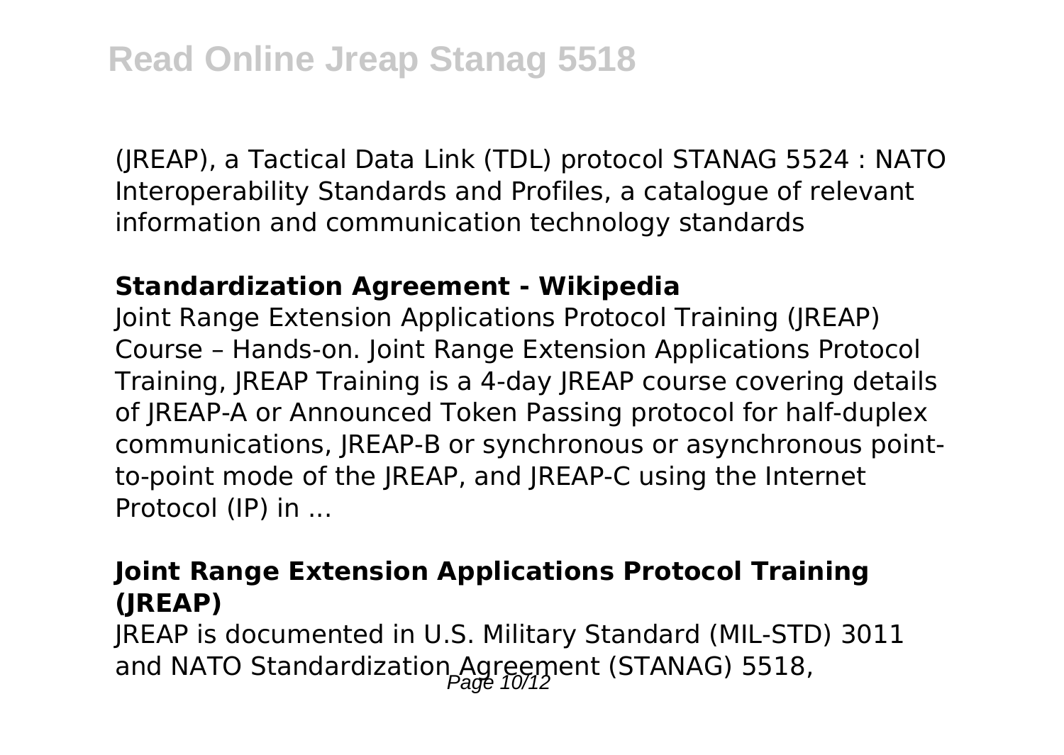(JREAP), a Tactical Data Link (TDL) protocol STANAG 5524 : NATO Interoperability Standards and Profiles, a catalogue of relevant information and communication technology standards

### **Standardization Agreement - Wikipedia**

Joint Range Extension Applications Protocol Training (JREAP) Course – Hands-on. Joint Range Extension Applications Protocol Training, JREAP Training is a 4-day JREAP course covering details of JREAP-A or Announced Token Passing protocol for half-duplex communications, JREAP-B or synchronous or asynchronous point-to-point mode of the JREAP, and JREAP-C using the Internet Protocol (IP) in ...

### **Joint Range Extension Applications Protocol Training (JREAP)**

JREAP is documented in U.S. Military Standard (MIL-STD) 3011 and NATO Standardization Agreement (STANAG) 5518,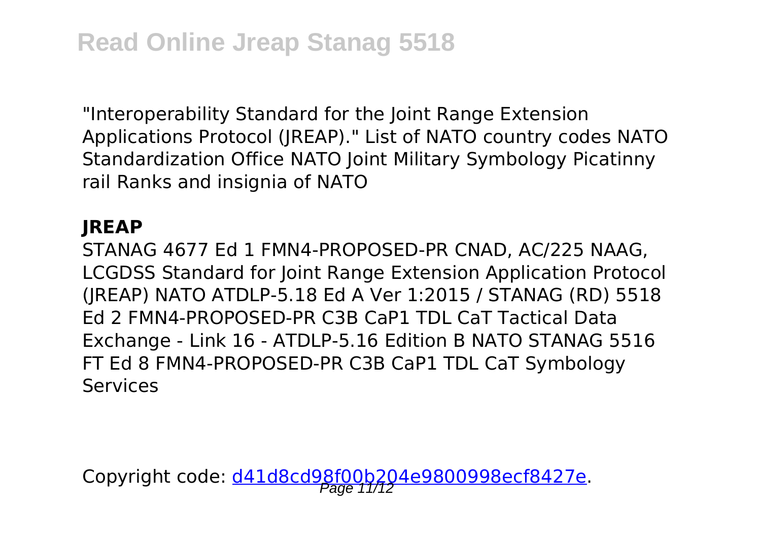"Interoperability Standard for the Joint Range Extension Applications Protocol (JREAP)." List of NATO country codes NATO Standardization Office NATO Joint Military Symbology Picatinny rail Ranks and insignia of NATO

**JREAP**

STANAG 4677 Ed 1 FMN4-PROPOSED-PR CNAD, AC/225 NAAG, LCGDSS Standard for Joint Range Extension Application Protocol (JREAP) NATO ATDLP-5.18 Ed A Ver 1:2015 / STANAG (RD) 5518 Ed 2 FMN4-PROPOSED-PR C3B CaP1 TDL CaT Tactical Data Exchange - Link 16 - ATDLP-5.16 Edition B NATO STANAG 5516 FT Ed 8 FMN4-PROPOSED-PR C3B CaP1 TDL CaT Symbology Services

Copyright code: d41d8cd98f00b204e9800998ecf8427e.